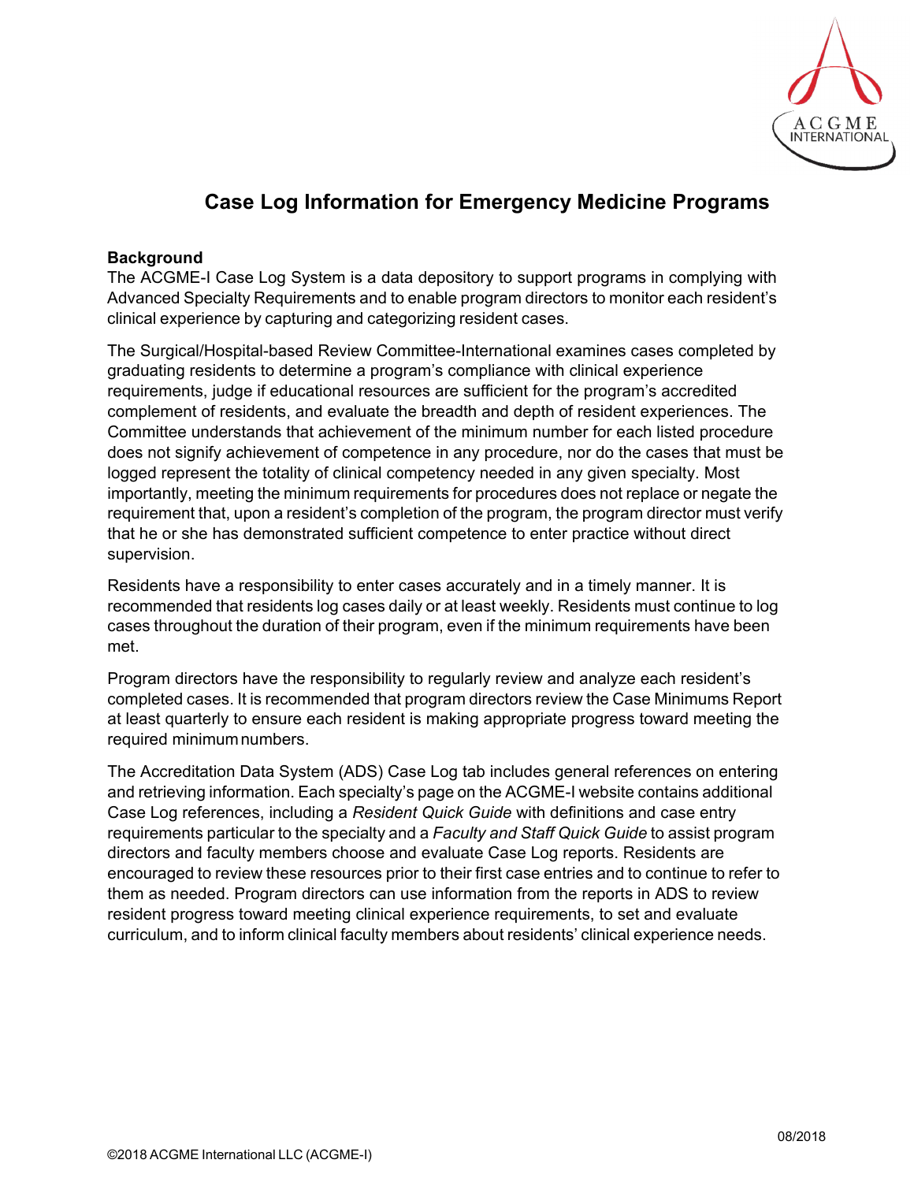# Case Log Information for Emergency Medicine Programs

**Background**

The ACGME-I Case Log System is a data depository to support programs in complying with Advanced Specialty Requirements and to enable program directors to monitor each resident's clinical experience by capturing and categorizing resident cases.

The Surgical/Hospital-based Review Committee-International examines cases completed by graduating residents to determine a program's compliance with clinical experience requirements, judge if educational resources are sufficient for the program's accredited complement of residents, and evaluate the breadth and depth of resident experiences. The Committee understands that achievement of the minimum number for each listed procedure does not signify achievement of competence in any procedure, nor do the cases that must be logged represent the totality of clinical competency needed in any given specialty. Most importantly, meeting the minimum requirements for procedures does not replace or negate the requirement that, upon a resident's completion of the program, the program director must verify that he or she has demonstrated sufficient competence to enter practice without direct supervision.

Residents have a responsibility to enter cases accurately and in a timely manner. It is recommended that residents log cases daily or at least weekly. Residents must continue to log cases throughout the duration of their program, even if the minimum requirements have been met.

Program directors have the responsibility to regularly review and analyze each resident's completed cases. It is recommended that program directors review the Case Minimums Report at least quarterly to ensure each resident is making appropriate progress toward meeting the required minimum numbers.

The Accreditation Data System (ADS) Case Log tab includes general references on entering and retrieving information. Each specialty's page on the ACGME-I website contains additional Case Log references, including a *Resident Quick Guide* with definitions and case entry requirements particular to the specialty and a *Faculty and Staff Quick Guide* to assist program directors and faculty members choose and evaluate Case Log reports. Residents are encouraged to review these resources prior to their first case entries and to continue to refer to them as needed. Program directors can use information from the reports in ADS to review resident progress toward meeting clinical experience requirements, to set and evaluate curriculum, and to inform clinical faculty members about residents' clinical experience needs.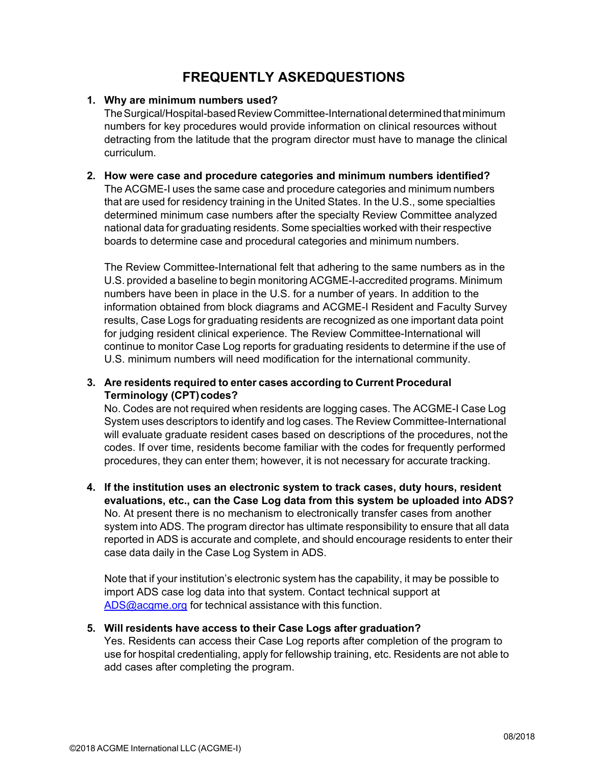# FREQUENTLY ASKEDQUESTIONS

1. **Why are minimum numbers used?**
   The Surgical/Hospital-based Review Committee-International determined that minimum numbers for key procedures would provide information on clinical resources without detracting from the latitude that the program director must have to manage the clinical curriculum.

2. **How were case and procedure categories and minimum numbers identified?**
   The ACGME-I uses the same case and procedure categories and minimum numbers that are used for residency training in the United States. In the U.S., some specialties determined minimum case numbers after the specialty Review Committee analyzed national data for graduating residents. Some specialties worked with their respective boards to determine case and procedural categories and minimum numbers.

   The Review Committee-International felt that adhering to the same numbers as in the U.S. provided a baseline to begin monitoring ACGME-I-accredited programs. Minimum numbers have been in place in the U.S. for a number of years. In addition to the information obtained from block diagrams and ACGME-I Resident and Faculty Survey results, Case Logs for graduating residents are recognized as one important data point for judging resident clinical experience. The Review Committee-International will continue to monitor Case Log reports for graduating residents to determine if the use of U.S. minimum numbers will need modification for the international community.

3. **Are residents required to enter cases according to Current Procedural Terminology (CPT) codes?**
   No. Codes are not required when residents are logging cases. The ACGME-I Case Log System uses descriptors to identify and log cases. The Review Committee-International will evaluate graduate resident cases based on descriptions of the procedures, not the codes. If over time, residents become familiar with the codes for frequently performed procedures, they can enter them; however, it is not necessary for accurate tracking.

4. **If the institution uses an electronic system to track cases, duty hours, resident evaluations, etc., can the Case Log data from this system be uploaded into ADS?**
   No. At present there is no mechanism to electronically transfer cases from another system into ADS. The program director has ultimate responsibility to ensure that all data reported in ADS is accurate and complete, and should encourage residents to enter their case data daily in the Case Log System in ADS.

   Note that if your institution's electronic system has the capability, it may be possible to import ADS case log data into that system. Contact technical support at [ADS@acgme.org](mailto:ADS@acgme.org) for technical assistance with this function.

5. **Will residents have access to their Case Logs after graduation?**
   Yes. Residents can access their Case Log reports after completion of the program to use for hospital credentialing, apply for fellowship training, etc. Residents are not able to add cases after completing the program.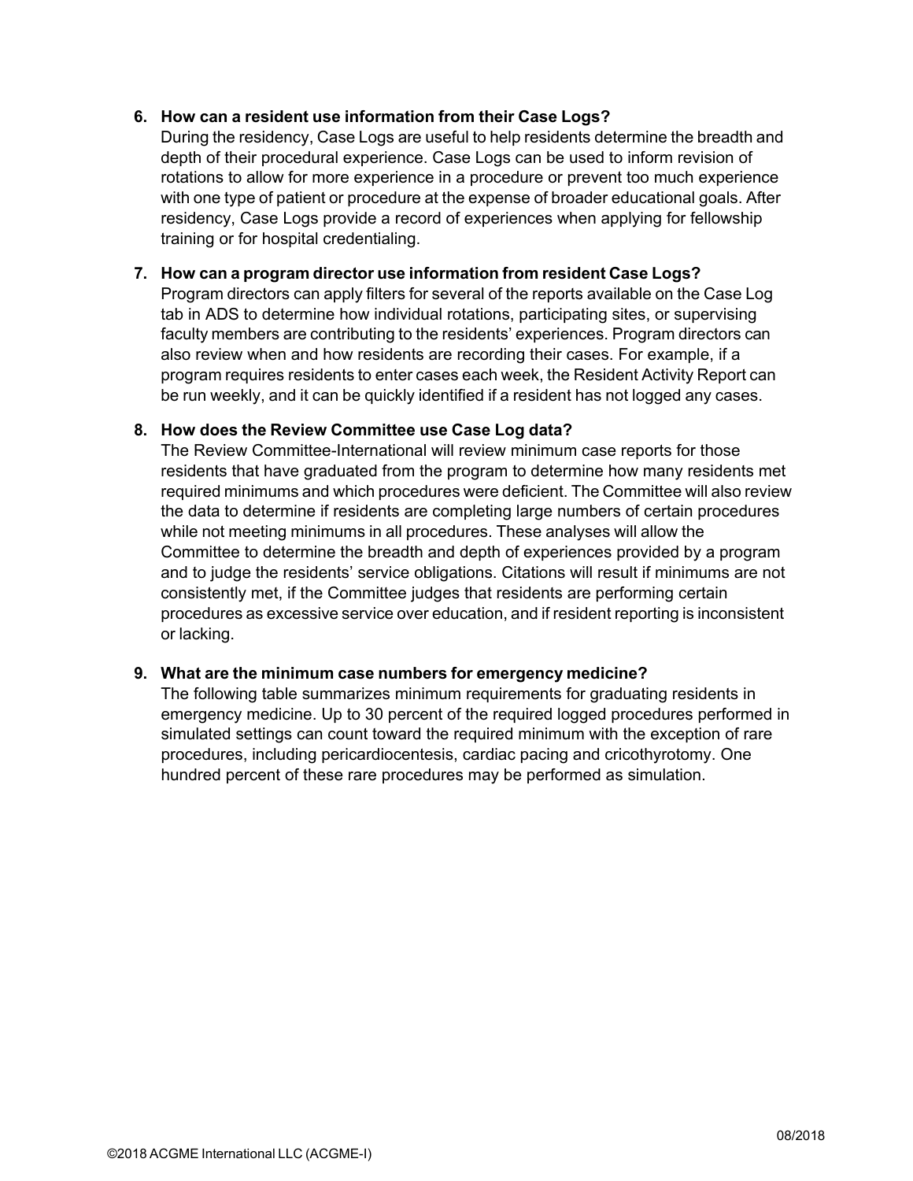6. **How can a resident use information from their Case Logs?**
   During the residency, Case Logs are useful to help residents determine the breadth and depth of their procedural experience. Case Logs can be used to inform revision of rotations to allow for more experience in a procedure or prevent too much experience with one type of patient or procedure at the expense of broader educational goals. After residency, Case Logs provide a record of experiences when applying for fellowship training or for hospital credentialing.

7. **How can a program director use information from resident Case Logs?**
   Program directors can apply filters for several of the reports available on the Case Log tab in ADS to determine how individual rotations, participating sites, or supervising faculty members are contributing to the residents' experiences. Program directors can also review when and how residents are recording their cases. For example, if a program requires residents to enter cases each week, the Resident Activity Report can be run weekly, and it can be quickly identified if a resident has not logged any cases.

8. **How does the Review Committee use Case Log data?**
   The Review Committee-International will review minimum case reports for those residents that have graduated from the program to determine how many residents met required minimums and which procedures were deficient. The Committee will also review the data to determine if residents are completing large numbers of certain procedures while not meeting minimums in all procedures. These analyses will allow the Committee to determine the breadth and depth of experiences provided by a program and to judge the residents' service obligations. Citations will result if minimums are not consistently met, if the Committee judges that residents are performing certain procedures as excessive service over education, and if resident reporting is inconsistent or lacking.

9. **What are the minimum case numbers for emergency medicine?**
   The following table summarizes minimum requirements for graduating residents in emergency medicine. Up to 30 percent of the required logged procedures performed in simulated settings can count toward the required minimum with the exception of rare procedures, including pericardiocentesis, cardiac pacing and cricothyrotomy. One hundred percent of these rare procedures may be performed as simulation.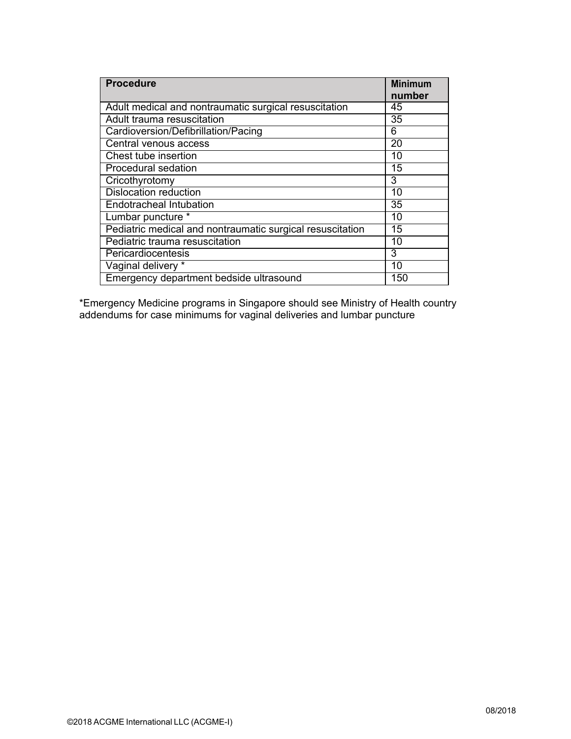| Procedure | Minimum number |
|---|---|
| Adult medical and nontraumatic surgical resuscitation | 45 |
| Adult trauma resuscitation | 35 |
| Cardioversion/Defibrillation/Pacing | 6 |
| Central venous access | 20 |
| Chest tube insertion | 10 |
| Procedural sedation | 15 |
| Cricothyrotomy | 3 |
| Dislocation reduction | 10 |
| Endotracheal Intubation | 35 |
| Lumbar puncture * | 10 |
| Pediatric medical and nontraumatic surgical resuscitation | 15 |
| Pediatric trauma resuscitation | 10 |
| Pericardiocentesis | 3 |
| Vaginal delivery * | 10 |
| Emergency department bedside ultrasound | 150 |

*Emergency Medicine programs in Singapore should see Ministry of Health country addendums for case minimums for vaginal deliveries and lumbar puncture

08/2018

©2018 ACGME International LLC (ACGME-I)